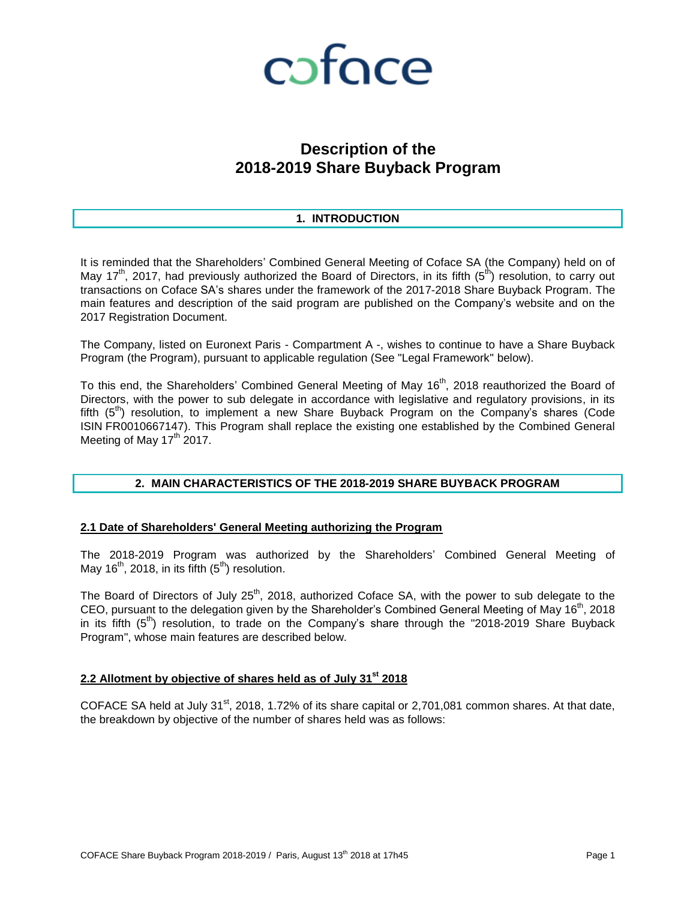coface

# Description of the 2018-2019 Share Buyback Program

## 1. INTRODUCTION

It is reminded that the Shareholders' Combined General Meeting of Coface SA (the Company) held on of May 17th, 2017, had previously authorized the Board of Directors, in its fifth (5th) resolution, to carry out transactions on Coface SA's shares under the framework of the 2017-2018 Share Buyback Program. The main features and description of the said program are published on the Company's website and on the 2017 Registration Document.

The Company, listed on Euronext Paris - Compartment A -, wishes to continue to have a Share Buyback Program (the Program), pursuant to applicable regulation (See "Legal Framework" below).

To this end, the Shareholders' Combined General Meeting of May 16th, 2018 reauthorized the Board of Directors, with the power to sub delegate in accordance with legislative and regulatory provisions, in its fifth (5th) resolution, to implement a new Share Buyback Program on the Company's shares (Code ISIN FR0010667147). This Program shall replace the existing one established by the Combined General Meeting of May 17th 2017.

## 2. MAIN CHARACTERISTICS OF THE 2018-2019 SHARE BUYBACK PROGRAM

### 2.1 Date of Shareholders' General Meeting authorizing the Program

The 2018-2019 Program was authorized by the Shareholders' Combined General Meeting of May 16th, 2018, in its fifth (5th) resolution.

The Board of Directors of July 25th, 2018, authorized Coface SA, with the power to sub delegate to the CEO, pursuant to the delegation given by the Shareholder's Combined General Meeting of May 16th, 2018 in its fifth (5th) resolution, to trade on the Company's share through the "2018-2019 Share Buyback Program", whose main features are described below.

### 2.2 Allotment by objective of shares held as of July 31st 2018

COFACE SA held at July 31st, 2018, 1.72% of its share capital or 2,701,081 common shares. At that date, the breakdown by objective of the number of shares held was as follows: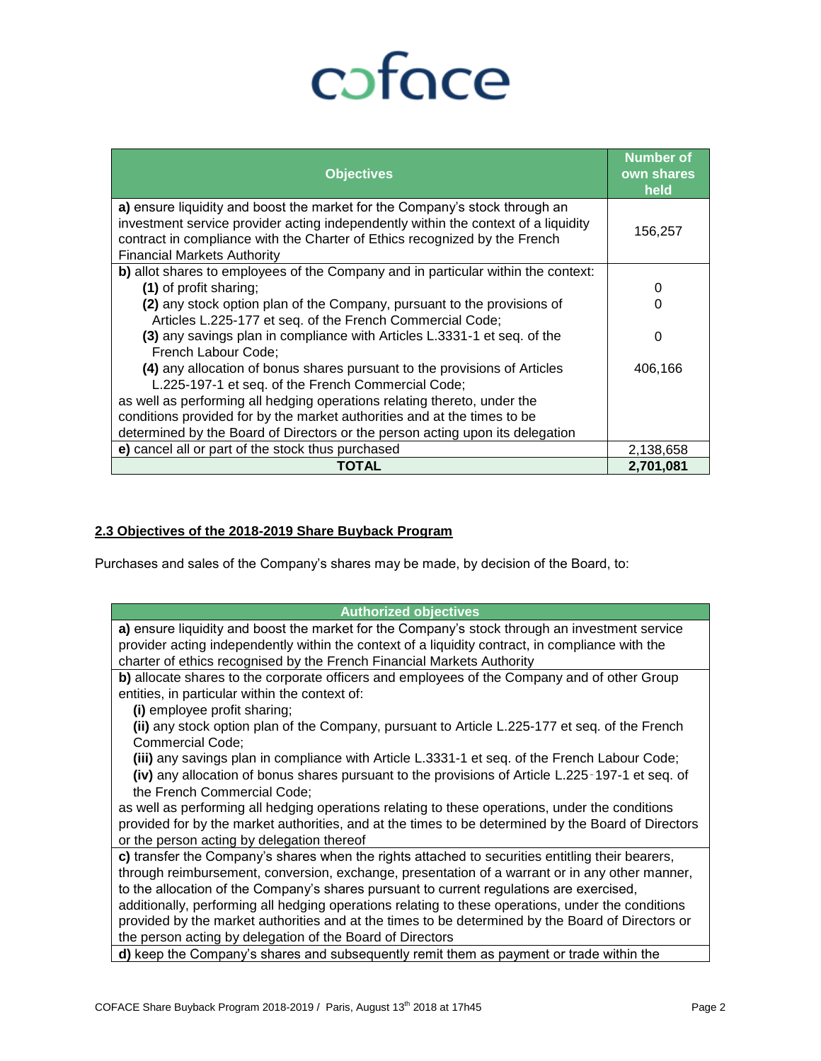| Objectives | Number of own shares held |
|---|---|
| **a)** ensure liquidity and boost the market for the Company's stock through an investment service provider acting independently within the context of a liquidity contract in compliance with the Charter of Ethics recognized by the French Financial Markets Authority | 156,257 |
| **b)** allot shares to employees of the Company and in particular within the context: | |
| **(1)** of profit sharing; | 0 |
| **(2)** any stock option plan of the Company, pursuant to the provisions of Articles L.225-177 et seq. of the French Commercial Code; | 0 |
| **(3)** any savings plan in compliance with Articles L.3331-1 et seq. of the French Labour Code; | 0 |
| **(4)** any allocation of bonus shares pursuant to the provisions of Articles L.225-197-1 et seq. of the French Commercial Code; | 406,166 |
| as well as performing all hedging operations relating thereto, under the conditions provided for by the market authorities and at the times to be determined by the Board of Directors or the person acting upon its delegation | |
| **e)** cancel all or part of the stock thus purchased | 2,138,658 |
| **TOTAL** | **2,701,081** |

## 2.3 Objectives of the 2018-2019 Share Buyback Program

Purchases and sales of the Company's shares may be made, by decision of the Board, to:

| Authorized objectives |
|---|
| **a)** ensure liquidity and boost the market for the Company's stock through an investment service provider acting independently within the context of a liquidity contract, in compliance with the charter of ethics recognised by the French Financial Markets Authority |
| **b)** allocate shares to the corporate officers and employees of the Company and of other Group entities, in particular within the context of: **(i)** employee profit sharing; **(ii)** any stock option plan of the Company, pursuant to Article L.225-177 et seq. of the French Commercial Code; **(iii)** any savings plan in compliance with Article L.3331-1 et seq. of the French Labour Code; **(iv)** any allocation of bonus shares pursuant to the provisions of Article L.225-197-1 et seq. of the French Commercial Code; as well as performing all hedging operations relating to these operations, under the conditions provided for by the market authorities, and at the times to be determined by the Board of Directors or the person acting by delegation thereof |
| **c)** transfer the Company's shares when the rights attached to securities entitling their bearers, through reimbursement, conversion, exchange, presentation of a warrant or in any other manner, to the allocation of the Company's shares pursuant to current regulations are exercised, additionally, performing all hedging operations relating to these operations, under the conditions provided by the market authorities and at the times to be determined by the Board of Directors or the person acting by delegation of the Board of Directors |
| **d)** keep the Company's shares and subsequently remit them as payment or trade within the |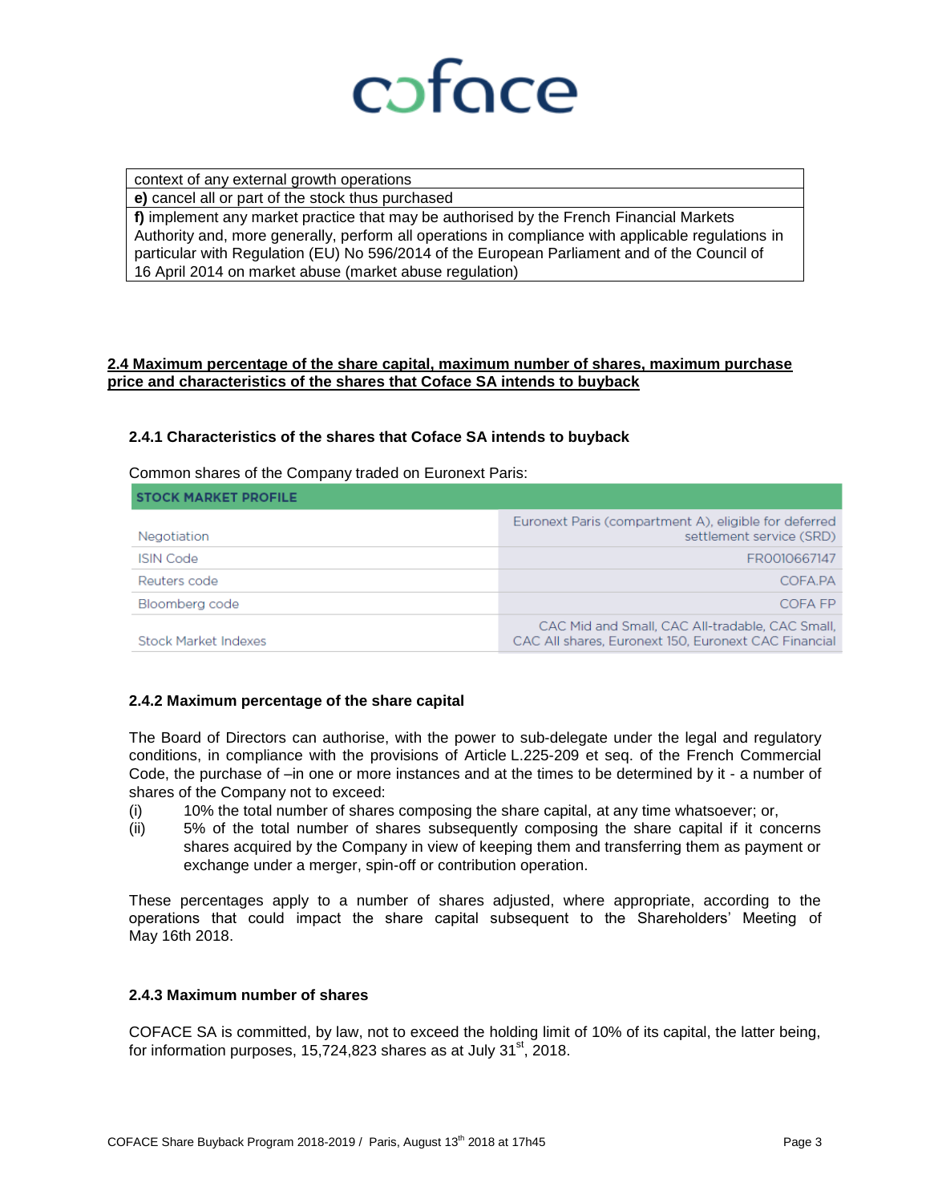| context of any external growth operations |
|---|
| **e)** cancel all or part of the stock thus purchased |
| **f)** implement any market practice that may be authorised by the French Financial Markets Authority and, more generally, perform all operations in compliance with applicable regulations in particular with Regulation (EU) No 596/2014 of the European Parliament and of the Council of 16 April 2014 on market abuse (market abuse regulation) |

## 2.4 Maximum percentage of the share capital, maximum number of shares, maximum purchase price and characteristics of the shares that Coface SA intends to buyback

### 2.4.1 Characteristics of the shares that Coface SA intends to buyback

Common shares of the Company traded on Euronext Paris:

| STOCK MARKET PROFILE | |
|---|---|
| Negotiation | Euronext Paris (compartment A), eligible for deferred settlement service (SRD) |
| ISIN Code | FR0010667147 |
| Reuters code | COFA.PA |
| Bloomberg code | COFA FP |
| Stock Market Indexes | CAC Mid and Small, CAC All-tradable, CAC Small, CAC All shares, Euronext 150, Euronext CAC Financial |

### 2.4.2 Maximum percentage of the share capital

The Board of Directors can authorise, with the power to sub-delegate under the legal and regulatory conditions, in compliance with the provisions of Article L.225-209 et seq. of the French Commercial Code, the purchase of –in one or more instances and at the times to be determined by it - a number of shares of the Company not to exceed:

(i) 10% the total number of shares composing the share capital, at any time whatsoever; or,

(ii) 5% of the total number of shares subsequently composing the share capital if it concerns shares acquired by the Company in view of keeping them and transferring them as payment or exchange under a merger, spin-off or contribution operation.

These percentages apply to a number of shares adjusted, where appropriate, according to the operations that could impact the share capital subsequent to the Shareholders' Meeting of May 16th 2018.

### 2.4.3 Maximum number of shares

COFACE SA is committed, by law, not to exceed the holding limit of 10% of its capital, the latter being, for information purposes, 15,724,823 shares as at July 31st, 2018.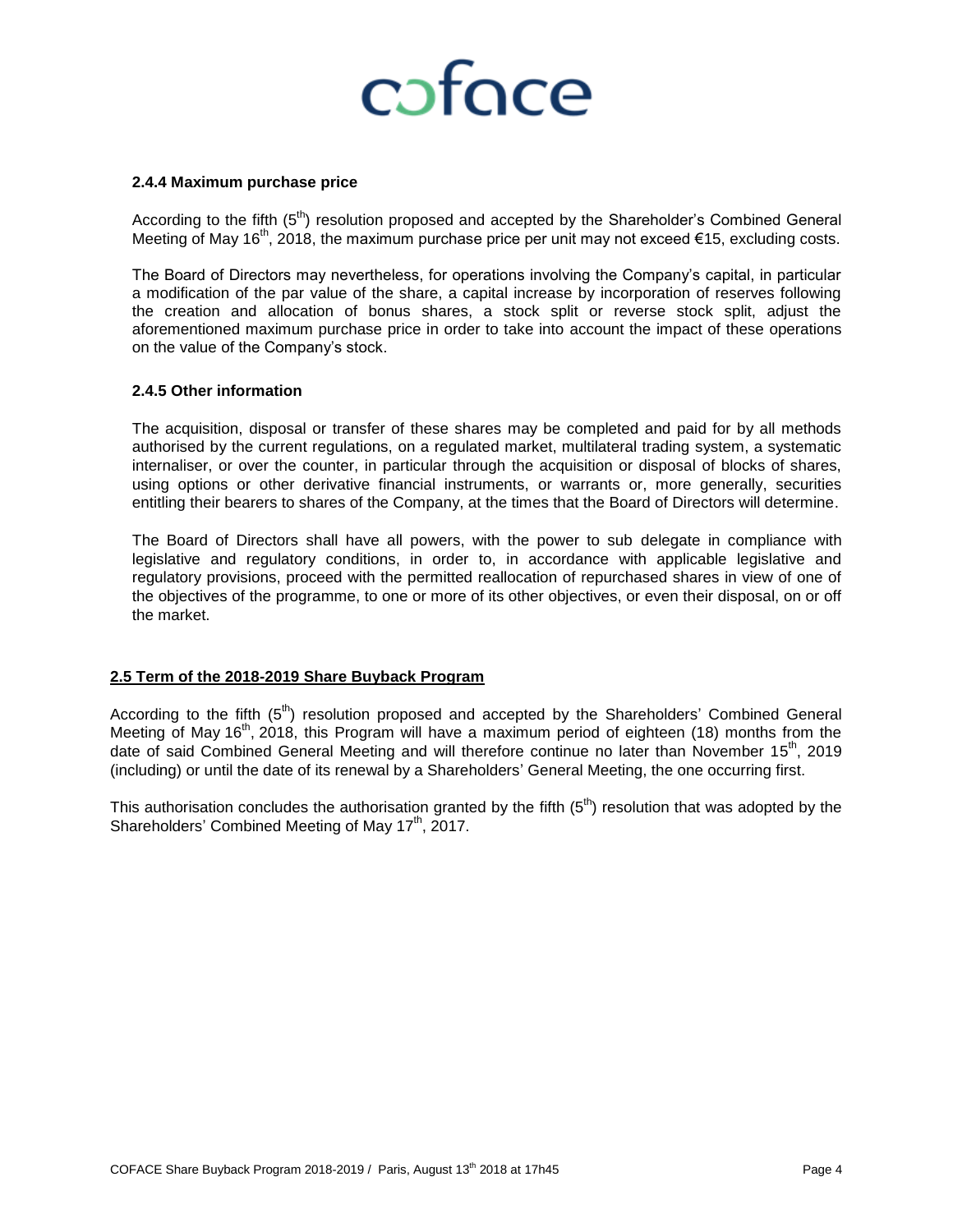#### 2.4.4 Maximum purchase price

According to the fifth (5th) resolution proposed and accepted by the Shareholder's Combined General Meeting of May 16th, 2018, the maximum purchase price per unit may not exceed €15, excluding costs.

The Board of Directors may nevertheless, for operations involving the Company's capital, in particular a modification of the par value of the share, a capital increase by incorporation of reserves following the creation and allocation of bonus shares, a stock split or reverse stock split, adjust the aforementioned maximum purchase price in order to take into account the impact of these operations on the value of the Company's stock.

#### 2.4.5 Other information

The acquisition, disposal or transfer of these shares may be completed and paid for by all methods authorised by the current regulations, on a regulated market, multilateral trading system, a systematic internaliser, or over the counter, in particular through the acquisition or disposal of blocks of shares, using options or other derivative financial instruments, or warrants or, more generally, securities entitling their bearers to shares of the Company, at the times that the Board of Directors will determine.

The Board of Directors shall have all powers, with the power to sub delegate in compliance with legislative and regulatory conditions, in order to, in accordance with applicable legislative and regulatory provisions, proceed with the permitted reallocation of repurchased shares in view of one of the objectives of the programme, to one or more of its other objectives, or even their disposal, on or off the market.

### 2.5 Term of the 2018-2019 Share Buyback Program

According to the fifth (5th) resolution proposed and accepted by the Shareholders' Combined General Meeting of May 16th, 2018, this Program will have a maximum period of eighteen (18) months from the date of said Combined General Meeting and will therefore continue no later than November 15th, 2019 (including) or until the date of its renewal by a Shareholders' General Meeting, the one occurring first.

This authorisation concludes the authorisation granted by the fifth (5th) resolution that was adopted by the Shareholders' Combined Meeting of May 17th, 2017.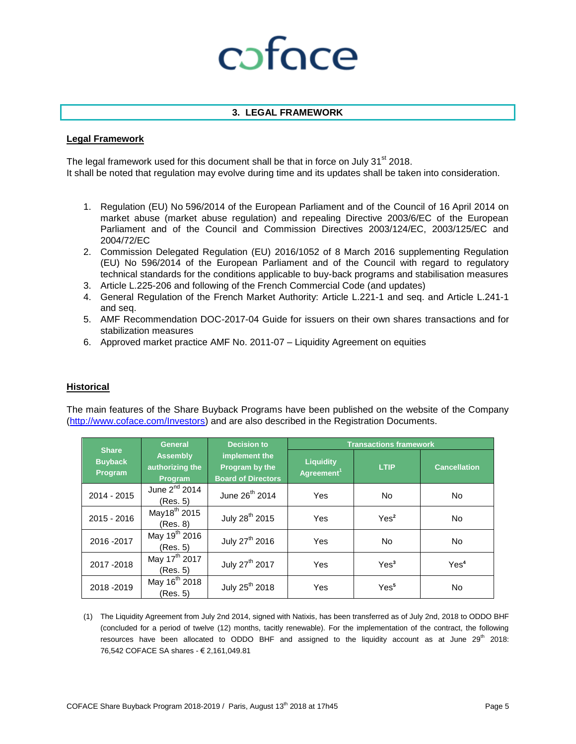## 3. LEGAL FRAMEWORK

### Legal Framework

The legal framework used for this document shall be that in force on July 31st 2018.
It shall be noted that regulation may evolve during time and its updates shall be taken into consideration.

1. Regulation (EU) No 596/2014 of the European Parliament and of the Council of 16 April 2014 on market abuse (market abuse regulation) and repealing Directive 2003/6/EC of the European Parliament and of the Council and Commission Directives 2003/124/EC, 2003/125/EC and 2004/72/EC
2. Commission Delegated Regulation (EU) 2016/1052 of 8 March 2016 supplementing Regulation (EU) No 596/2014 of the European Parliament and of the Council with regard to regulatory technical standards for the conditions applicable to buy-back programs and stabilisation measures
3. Article L.225-206 and following of the French Commercial Code (and updates)
4. General Regulation of the French Market Authority: Article L.221-1 and seq. and Article L.241-1 and seq.
5. AMF Recommendation DOC-2017-04 Guide for issuers on their own shares transactions and for stabilization measures
6. Approved market practice AMF No. 2011-07 – Liquidity Agreement on equities

### Historical

The main features of the Share Buyback Programs have been published on the website of the Company (http://www.coface.com/Investors) and are also described in the Registration Documents.

| Share Buyback Program | General Assembly authorizing the Program | Decision to implement the Program by the Board of Directors | Transactions framework | | |
|---|---|---|---|---|---|
| | | | Liquidity Agreement[1] | LTIP | Cancellation |
| 2014 - 2015 | June 2nd 2014 (Res. 5) | June 26th 2014 | Yes | No | No |
| 2015 - 2016 | May18th 2015 (Res. 8) | July 28th 2015 | Yes | Yes[2] | No |
| 2016 -2017 | May 19th 2016 (Res. 5) | July 27th 2016 | Yes | No | No |
| 2017 -2018 | May 17th 2017 (Res. 5) | July 27th 2017 | Yes | Yes[3] | Yes[4] |
| 2018 -2019 | May 16th 2018 (Res. 5) | July 25th 2018 | Yes | Yes[5] | No |

(1) The Liquidity Agreement from July 2nd 2014, signed with Natixis, has been transferred as of July 2nd, 2018 to ODDO BHF (concluded for a period of twelve (12) months, tacitly renewable). For the implementation of the contract, the following resources have been allocated to ODDO BHF and assigned to the liquidity account as at June 29th 2018: 76,542 COFACE SA shares - € 2,161,049.81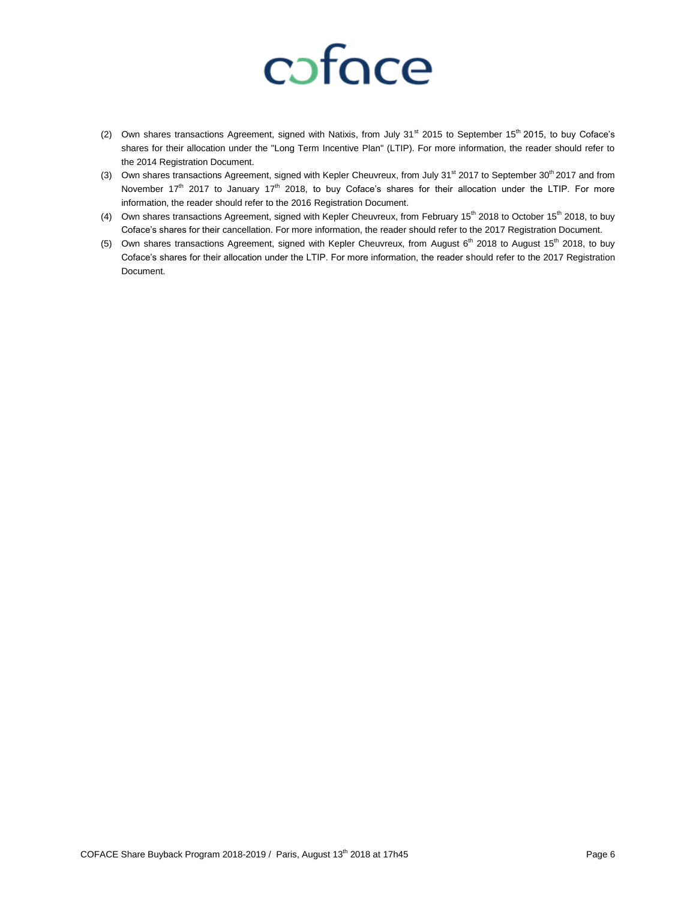(2) Own shares transactions Agreement, signed with Natixis, from July 31st 2015 to September 15th 2015, to buy Coface's shares for their allocation under the "Long Term Incentive Plan" (LTIP). For more information, the reader should refer to the 2014 Registration Document.

(3) Own shares transactions Agreement, signed with Kepler Cheuvreux, from July 31st 2017 to September 30th 2017 and from November 17th 2017 to January 17th 2018, to buy Coface's shares for their allocation under the LTIP. For more information, the reader should refer to the 2016 Registration Document.

(4) Own shares transactions Agreement, signed with Kepler Cheuvreux, from February 15th 2018 to October 15th 2018, to buy Coface's shares for their cancellation. For more information, the reader should refer to the 2017 Registration Document.

(5) Own shares transactions Agreement, signed with Kepler Cheuvreux, from August 6th 2018 to August 15th 2018, to buy Coface's shares for their allocation under the LTIP. For more information, the reader should refer to the 2017 Registration Document.